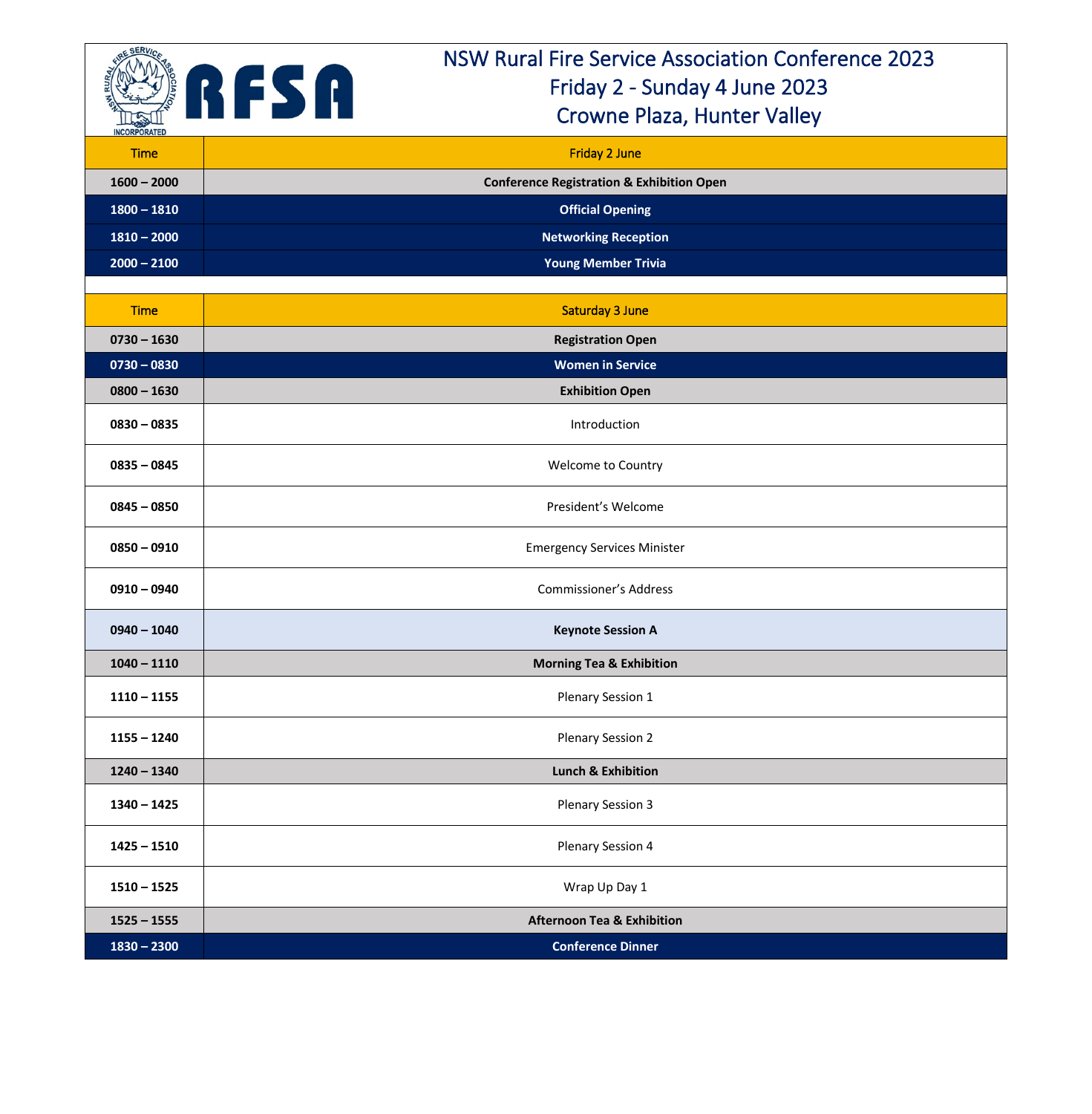# NSW Rural Fire Service Association Conference 2023

## Friday 2 - Sunday 4 June 2023

## Crowne Plaza, Hunter Valley

| Time | Friday 2 June |
|---|---|
| **1600 – 2000** | **Conference Registration & Exhibition Open** |
| **1800 – 1810** | **Official Opening** |
| **1810 – 2000** | **Networking Reception** |
| **2000 – 2100** | **Young Member Trivia** |

| Time | Saturday 3 June |
|---|---|
| **0730 – 1630** | **Registration Open** |
| **0730 – 0830** | **Women in Service** |
| **0800 – 1630** | **Exhibition Open** |
| **0830 – 0835** | Introduction |
| **0835 – 0845** | Welcome to Country |
| **0845 – 0850** | President's Welcome |
| **0850 – 0910** | Emergency Services Minister |
| **0910 – 0940** | Commissioner's Address |
| **0940 – 1040** | **Keynote Session A** |
| **1040 – 1110** | **Morning Tea & Exhibition** |
| **1110 – 1155** | Plenary Session 1 |
| **1155 – 1240** | Plenary Session 2 |
| **1240 – 1340** | **Lunch & Exhibition** |
| **1340 – 1425** | Plenary Session 3 |
| **1425 – 1510** | Plenary Session 4 |
| **1510 – 1525** | Wrap Up Day 1 |
| **1525 – 1555** | **Afternoon Tea & Exhibition** |
| **1830 – 2300** | **Conference Dinner** |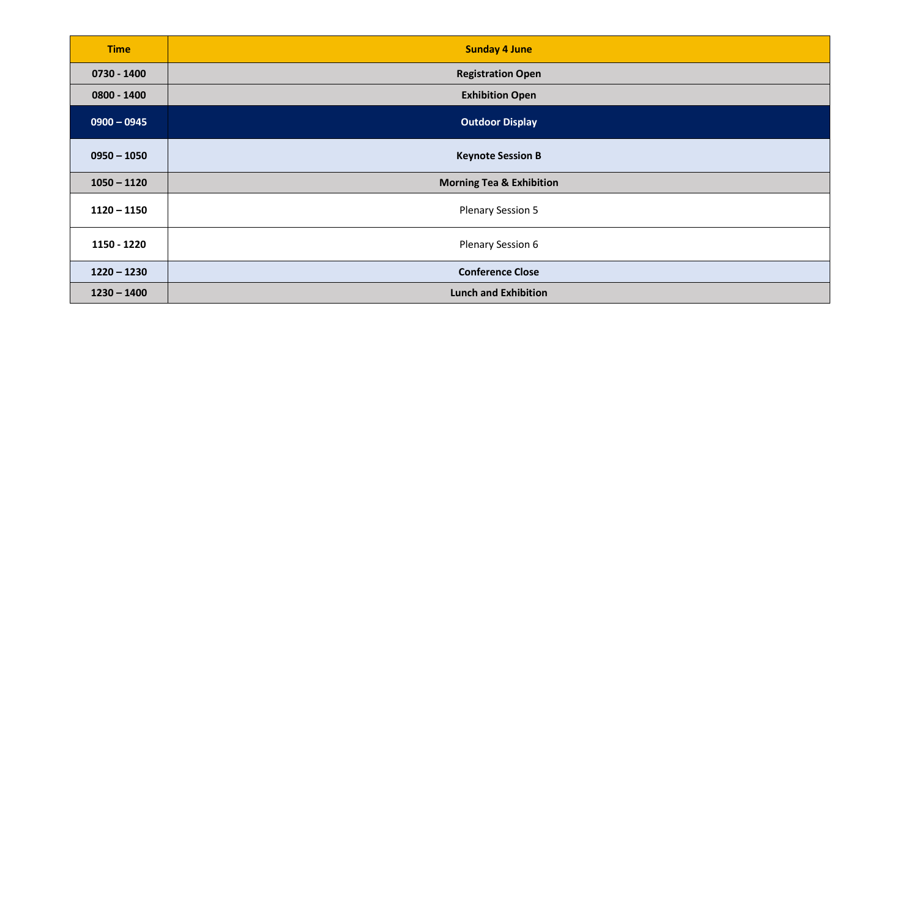| Time | Sunday 4 June |
|---|---|
| 0730 - 1400 | **Registration Open** |
| 0800 - 1400 | **Exhibition Open** |
| 0900 – 0945 | **Outdoor Display** |
| 0950 – 1050 | **Keynote Session B** |
| 1050 – 1120 | **Morning Tea & Exhibition** |
| 1120 – 1150 | Plenary Session 5 |
| 1150 - 1220 | Plenary Session 6 |
| 1220 – 1230 | **Conference Close** |
| 1230 – 1400 | **Lunch and Exhibition** |